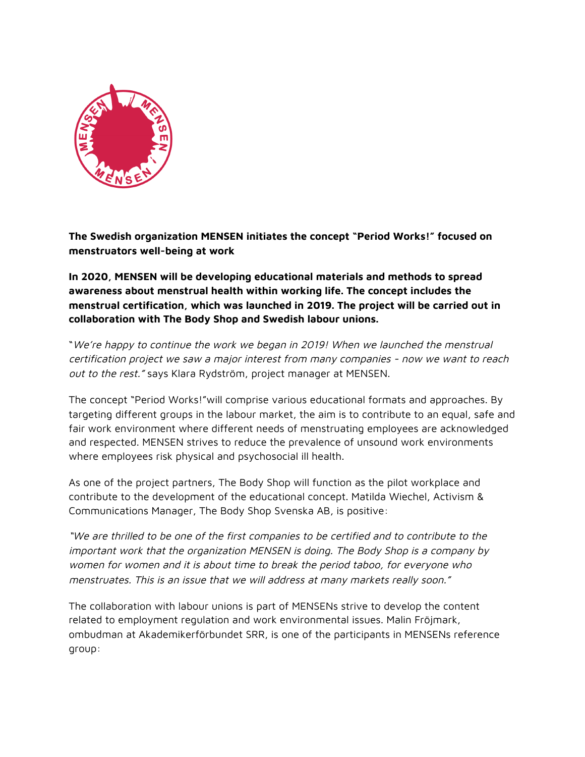**The Swedish organization MENSEN initiates the concept "Period Works!" focused on menstruators well-being at work**

**In 2020, MENSEN will be developing educational materials and methods to spread awareness about menstrual health within working life. The concept includes the menstrual certification, which was launched in 2019. The project will be carried out in collaboration with The Body Shop and Swedish labour unions.**

"*We're happy to continue the work we began in 2019! When we launched the menstrual certification project we saw a major interest from many companies - now we want to reach out to the rest."* says Klara Rydström, project manager at MENSEN.

The concept "Period Works!"will comprise various educational formats and approaches. By targeting different groups in the labour market, the aim is to contribute to an equal, safe and fair work environment where different needs of menstruating employees are acknowledged and respected. MENSEN strives to reduce the prevalence of unsound work environments where employees risk physical and psychosocial ill health.

As one of the project partners, The Body Shop will function as the pilot workplace and contribute to the development of the educational concept. Matilda Wiechel, Activism & Communications Manager, The Body Shop Svenska AB, is positive:

*"We are thrilled to be one of the first companies to be certified and to contribute to the important work that the organization MENSEN is doing. The Body Shop is a company by women for women and it is about time to break the period taboo, for everyone who menstruates. This is an issue that we will address at many markets really soon."*

The collaboration with labour unions is part of MENSENs strive to develop the content related to employment regulation and work environmental issues. Malin Fröjmark, ombudman at Akademikerförbundet SRR, is one of the participants in MENSENs reference group: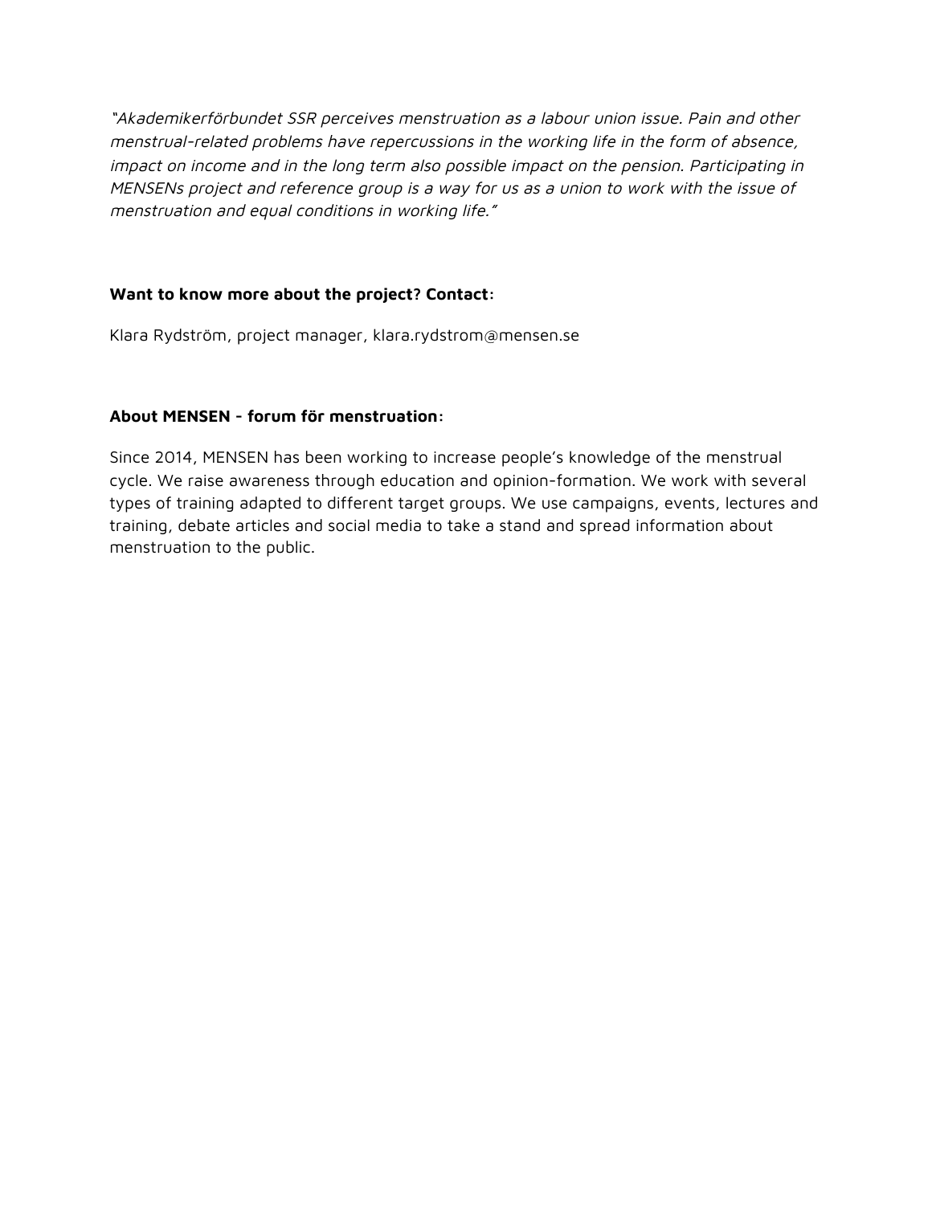*"Akademikerförbundet SSR perceives menstruation as a labour union issue. Pain and other menstrual-related problems have repercussions in the working life in the form of absence, impact on income and in the long term also possible impact on the pension. Participating in MENSENs project and reference group is a way for us as a union to work with the issue of menstruation and equal conditions in working life."*

**Want to know more about the project? Contact:**

Klara Rydström, project manager, klara.rydstrom@mensen.se

**About MENSEN - forum för menstruation:**

Since 2014, MENSEN has been working to increase people's knowledge of the menstrual cycle. We raise awareness through education and opinion-formation. We work with several types of training adapted to different target groups. We use campaigns, events, lectures and training, debate articles and social media to take a stand and spread information about menstruation to the public.